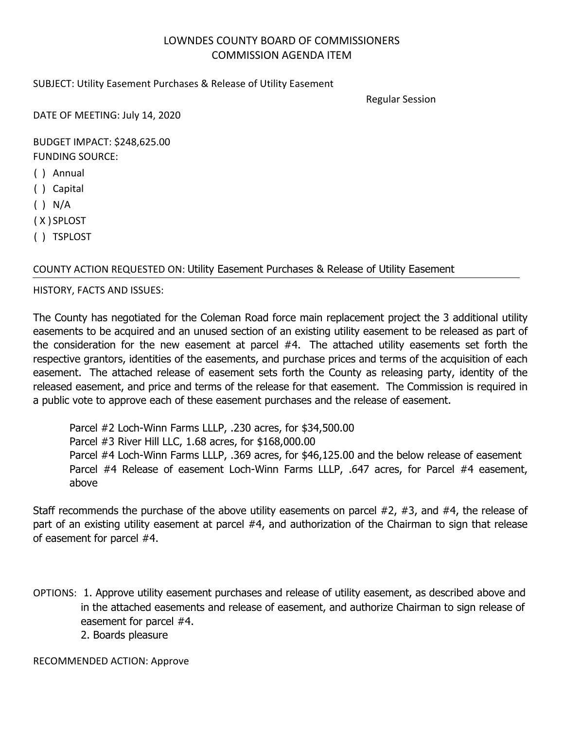# LOWNDES COUNTY BOARD OF COMMISSIONERS
## COMMISSION AGENDA ITEM

SUBJECT: Utility Easement Purchases & Release of Utility Easement

Regular Session

DATE OF MEETING: July 14, 2020

BUDGET IMPACT: $248,625.00

FUNDING SOURCE:

( ) Annual

( ) Capital

( ) N/A

( X ) SPLOST

( ) TSPLOST

COUNTY ACTION REQUESTED ON: Utility Easement Purchases & Release of Utility Easement

HISTORY, FACTS AND ISSUES:

The County has negotiated for the Coleman Road force main replacement project the 3 additional utility easements to be acquired and an unused section of an existing utility easement to be released as part of the consideration for the new easement at parcel #4. The attached utility easements set forth the respective grantors, identities of the easements, and purchase prices and terms of the acquisition of each easement. The attached release of easement sets forth the County as releasing party, identity of the released easement, and price and terms of the release for that easement. The Commission is required in a public vote to approve each of these easement purchases and the release of easement.

Parcel #2 Loch-Winn Farms LLLP, .230 acres, for $34,500.00
Parcel #3 River Hill LLC, 1.68 acres, for $168,000.00
Parcel #4 Loch-Winn Farms LLLP, .369 acres, for $46,125.00 and the below release of easement
Parcel #4 Release of easement Loch-Winn Farms LLLP, .647 acres, for Parcel #4 easement, above

Staff recommends the purchase of the above utility easements on parcel #2, #3, and #4, the release of part of an existing utility easement at parcel #4, and authorization of the Chairman to sign that release of easement for parcel #4.

OPTIONS:
1. Approve utility easement purchases and release of utility easement, as described above and in the attached easements and release of easement, and authorize Chairman to sign release of easement for parcel #4.
2. Boards pleasure

RECOMMENDED ACTION: Approve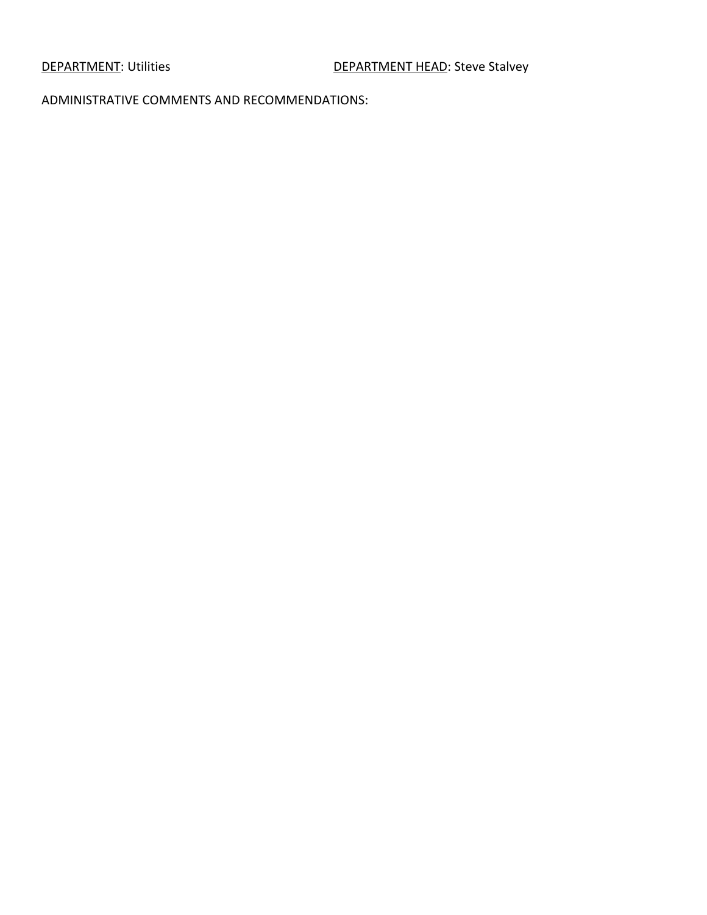<u>DEPARTMENT</u>: Utilities <u>DEPARTMENT HEAD</u>: Steve Stalvey

ADMINISTRATIVE COMMENTS AND RECOMMENDATIONS: